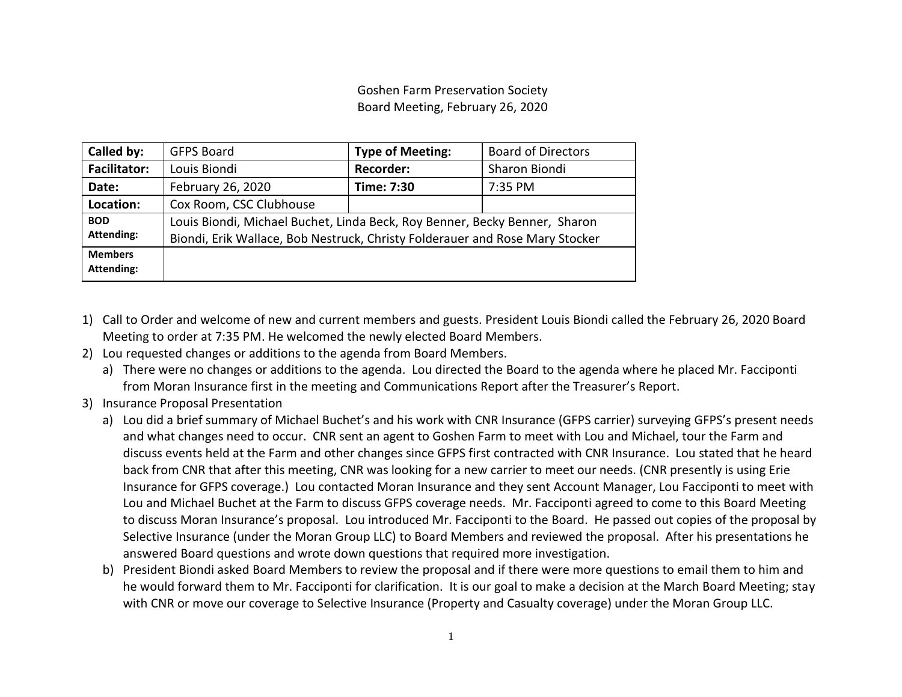Goshen Farm Preservation Society
Board Meeting, February 26, 2020

| **Called by:** | GFPS Board | **Type of Meeting:** | Board of Directors |
|---|---|---|---|
| **Facilitator:** | Louis Biondi | **Recorder:** | Sharon Biondi |
| **Date:** | February 26, 2020 | **Time: 7:30** | 7:35 PM |
| **Location:** | Cox Room, CSC Clubhouse | | |
| **BOD Attending:** | Louis Biondi, Michael Buchet, Linda Beck, Roy Benner, Becky Benner, Sharon Biondi, Erik Wallace, Bob Nestruck, Christy Folderauer and Rose Mary Stocker | | |
| **Members Attending:** | | | |

1) Call to Order and welcome of new and current members and guests. President Louis Biondi called the February 26, 2020 Board Meeting to order at 7:35 PM. He welcomed the newly elected Board Members.
2) Lou requested changes or additions to the agenda from Board Members.
   a) There were no changes or additions to the agenda. Lou directed the Board to the agenda where he placed Mr. Facciponti from Moran Insurance first in the meeting and Communications Report after the Treasurer's Report.
3) Insurance Proposal Presentation
   a) Lou did a brief summary of Michael Buchet's and his work with CNR Insurance (GFPS carrier) surveying GFPS's present needs and what changes need to occur. CNR sent an agent to Goshen Farm to meet with Lou and Michael, tour the Farm and discuss events held at the Farm and other changes since GFPS first contracted with CNR Insurance. Lou stated that he heard back from CNR that after this meeting, CNR was looking for a new carrier to meet our needs. (CNR presently is using Erie Insurance for GFPS coverage.) Lou contacted Moran Insurance and they sent Account Manager, Lou Facciponti to meet with Lou and Michael Buchet at the Farm to discuss GFPS coverage needs. Mr. Facciponti agreed to come to this Board Meeting to discuss Moran Insurance's proposal. Lou introduced Mr. Facciponti to the Board. He passed out copies of the proposal by Selective Insurance (under the Moran Group LLC) to Board Members and reviewed the proposal. After his presentations he answered Board questions and wrote down questions that required more investigation.
   b) President Biondi asked Board Members to review the proposal and if there were more questions to email them to him and he would forward them to Mr. Facciponti for clarification. It is our goal to make a decision at the March Board Meeting; stay with CNR or move our coverage to Selective Insurance (Property and Casualty coverage) under the Moran Group LLC.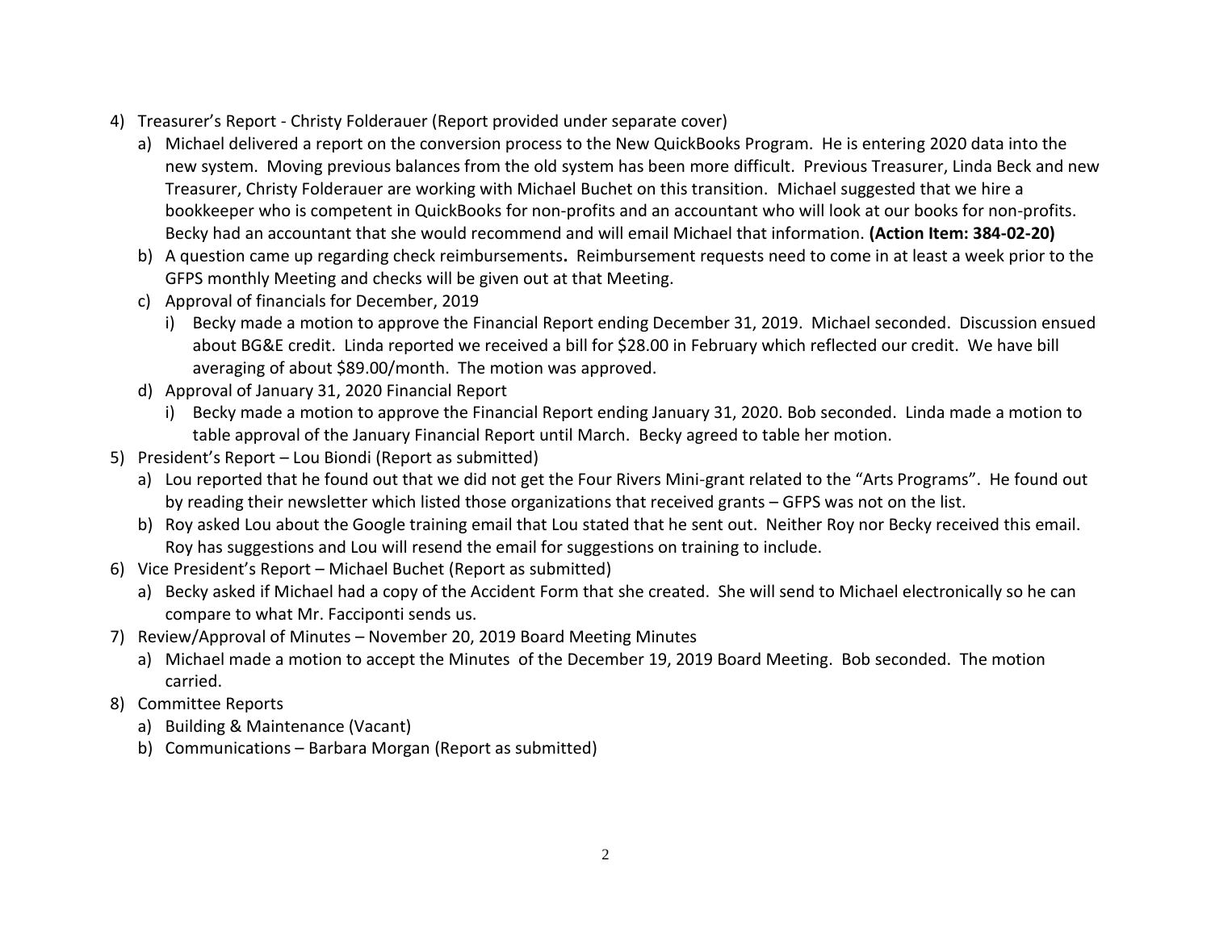4) Treasurer's Report - Christy Folderauer (Report provided under separate cover)
   a) Michael delivered a report on the conversion process to the New QuickBooks Program. He is entering 2020 data into the new system. Moving previous balances from the old system has been more difficult. Previous Treasurer, Linda Beck and new Treasurer, Christy Folderauer are working with Michael Buchet on this transition. Michael suggested that we hire a bookkeeper who is competent in QuickBooks for non-profits and an accountant who will look at our books for non-profits. Becky had an accountant that she would recommend and will email Michael that information. **(Action Item: 384-02-20)**
   b) A question came up regarding check reimbursements**.** Reimbursement requests need to come in at least a week prior to the GFPS monthly Meeting and checks will be given out at that Meeting.
   c) Approval of financials for December, 2019
      i) Becky made a motion to approve the Financial Report ending December 31, 2019. Michael seconded. Discussion ensued about BG&E credit. Linda reported we received a bill for $28.00 in February which reflected our credit. We have bill averaging of about $89.00/month. The motion was approved.
   d) Approval of January 31, 2020 Financial Report
      i) Becky made a motion to approve the Financial Report ending January 31, 2020. Bob seconded. Linda made a motion to table approval of the January Financial Report until March. Becky agreed to table her motion.
5) President's Report – Lou Biondi (Report as submitted)
   a) Lou reported that he found out that we did not get the Four Rivers Mini-grant related to the "Arts Programs". He found out by reading their newsletter which listed those organizations that received grants – GFPS was not on the list.
   b) Roy asked Lou about the Google training email that Lou stated that he sent out. Neither Roy nor Becky received this email. Roy has suggestions and Lou will resend the email for suggestions on training to include.
6) Vice President's Report – Michael Buchet (Report as submitted)
   a) Becky asked if Michael had a copy of the Accident Form that she created. She will send to Michael electronically so he can compare to what Mr. Facciponti sends us.
7) Review/Approval of Minutes – November 20, 2019 Board Meeting Minutes
   a) Michael made a motion to accept the Minutes of the December 19, 2019 Board Meeting. Bob seconded. The motion carried.
8) Committee Reports
   a) Building & Maintenance (Vacant)
   b) Communications – Barbara Morgan (Report as submitted)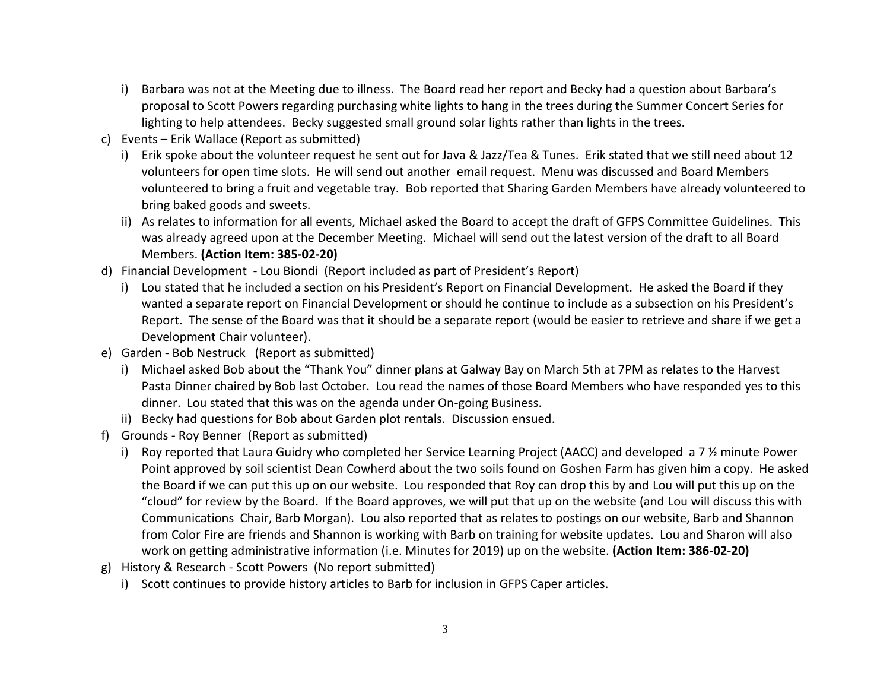i) Barbara was not at the Meeting due to illness. The Board read her report and Becky had a question about Barbara's proposal to Scott Powers regarding purchasing white lights to hang in the trees during the Summer Concert Series for lighting to help attendees. Becky suggested small ground solar lights rather than lights in the trees.

c) Events – Erik Wallace (Report as submitted)

   i) Erik spoke about the volunteer request he sent out for Java & Jazz/Tea & Tunes. Erik stated that we still need about 12 volunteers for open time slots. He will send out another email request. Menu was discussed and Board Members volunteered to bring a fruit and vegetable tray. Bob reported that Sharing Garden Members have already volunteered to bring baked goods and sweets.

   ii) As relates to information for all events, Michael asked the Board to accept the draft of GFPS Committee Guidelines. This was already agreed upon at the December Meeting. Michael will send out the latest version of the draft to all Board Members. **(Action Item: 385-02-20)**

d) Financial Development - Lou Biondi (Report included as part of President's Report)

   i) Lou stated that he included a section on his President's Report on Financial Development. He asked the Board if they wanted a separate report on Financial Development or should he continue to include as a subsection on his President's Report. The sense of the Board was that it should be a separate report (would be easier to retrieve and share if we get a Development Chair volunteer).

e) Garden - Bob Nestruck (Report as submitted)

   i) Michael asked Bob about the "Thank You" dinner plans at Galway Bay on March 5th at 7PM as relates to the Harvest Pasta Dinner chaired by Bob last October. Lou read the names of those Board Members who have responded yes to this dinner. Lou stated that this was on the agenda under On-going Business.

   ii) Becky had questions for Bob about Garden plot rentals. Discussion ensued.

f) Grounds - Roy Benner (Report as submitted)

   i) Roy reported that Laura Guidry who completed her Service Learning Project (AACC) and developed a 7 ½ minute Power Point approved by soil scientist Dean Cowherd about the two soils found on Goshen Farm has given him a copy. He asked the Board if we can put this up on our website. Lou responded that Roy can drop this by and Lou will put this up on the "cloud" for review by the Board. If the Board approves, we will put that up on the website (and Lou will discuss this with Communications Chair, Barb Morgan). Lou also reported that as relates to postings on our website, Barb and Shannon from Color Fire are friends and Shannon is working with Barb on training for website updates. Lou and Sharon will also work on getting administrative information (i.e. Minutes for 2019) up on the website. **(Action Item: 386-02-20)**

g) History & Research - Scott Powers (No report submitted)

   i) Scott continues to provide history articles to Barb for inclusion in GFPS Caper articles.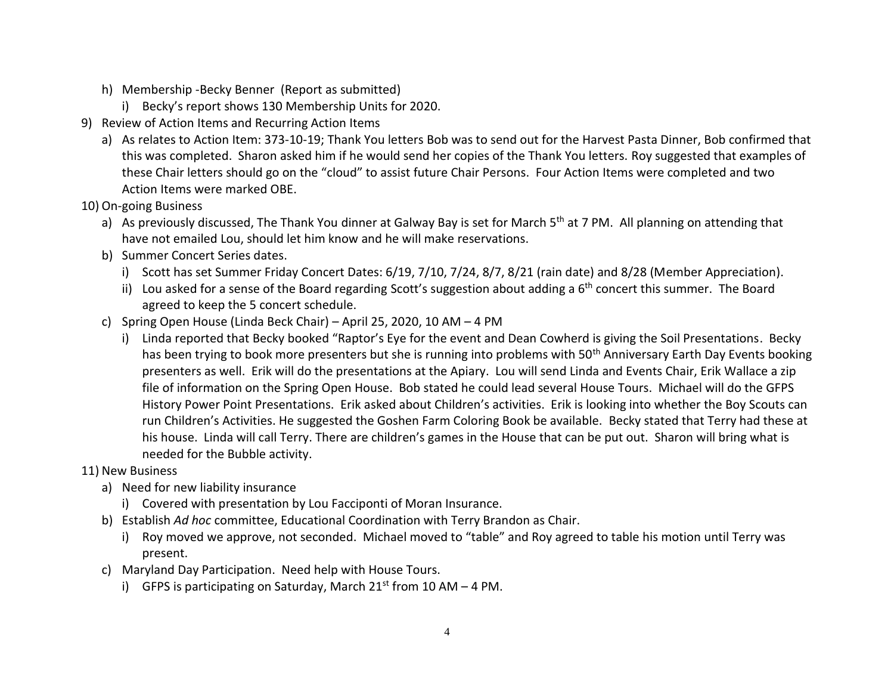h) Membership -Becky Benner (Report as submitted)
   i) Becky's report shows 130 Membership Units for 2020.

9) Review of Action Items and Recurring Action Items
   a) As relates to Action Item: 373-10-19; Thank You letters Bob was to send out for the Harvest Pasta Dinner, Bob confirmed that this was completed. Sharon asked him if he would send her copies of the Thank You letters. Roy suggested that examples of these Chair letters should go on the "cloud" to assist future Chair Persons. Four Action Items were completed and two Action Items were marked OBE.

10) On-going Business
   a) As previously discussed, The Thank You dinner at Galway Bay is set for March 5th at 7 PM. All planning on attending that have not emailed Lou, should let him know and he will make reservations.
   b) Summer Concert Series dates.
      i) Scott has set Summer Friday Concert Dates: 6/19, 7/10, 7/24, 8/7, 8/21 (rain date) and 8/28 (Member Appreciation).
      ii) Lou asked for a sense of the Board regarding Scott's suggestion about adding a 6th concert this summer. The Board agreed to keep the 5 concert schedule.
   c) Spring Open House (Linda Beck Chair) – April 25, 2020, 10 AM – 4 PM
      i) Linda reported that Becky booked "Raptor's Eye for the event and Dean Cowherd is giving the Soil Presentations. Becky has been trying to book more presenters but she is running into problems with 50th Anniversary Earth Day Events booking presenters as well. Erik will do the presentations at the Apiary. Lou will send Linda and Events Chair, Erik Wallace a zip file of information on the Spring Open House. Bob stated he could lead several House Tours. Michael will do the GFPS History Power Point Presentations. Erik asked about Children's activities. Erik is looking into whether the Boy Scouts can run Children's Activities. He suggested the Goshen Farm Coloring Book be available. Becky stated that Terry had these at his house. Linda will call Terry. There are children's games in the House that can be put out. Sharon will bring what is needed for the Bubble activity.

11) New Business
   a) Need for new liability insurance
      i) Covered with presentation by Lou Facciponti of Moran Insurance.
   b) Establish *Ad hoc* committee, Educational Coordination with Terry Brandon as Chair.
      i) Roy moved we approve, not seconded. Michael moved to "table" and Roy agreed to table his motion until Terry was present.
   c) Maryland Day Participation. Need help with House Tours.
      i) GFPS is participating on Saturday, March 21st from 10 AM – 4 PM.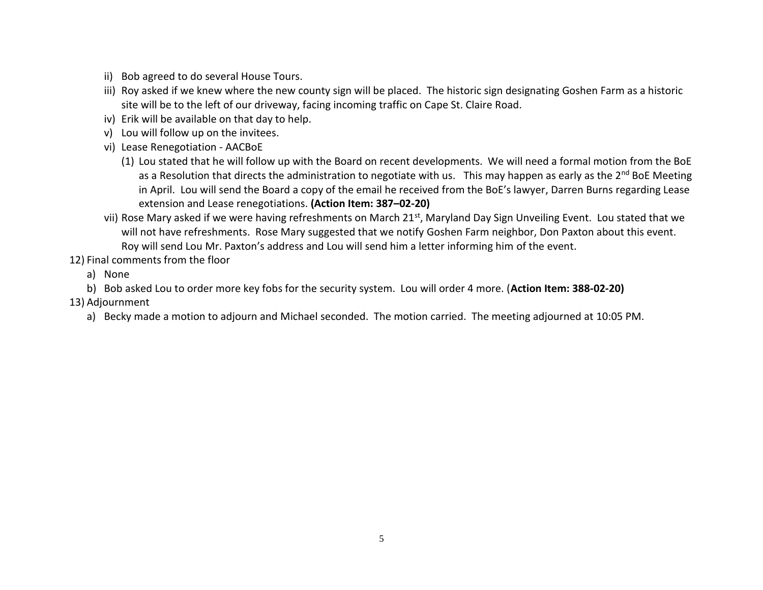ii) Bob agreed to do several House Tours.

iii) Roy asked if we knew where the new county sign will be placed. The historic sign designating Goshen Farm as a historic site will be to the left of our driveway, facing incoming traffic on Cape St. Claire Road.

iv) Erik will be available on that day to help.

v) Lou will follow up on the invitees.

vi) Lease Renegotiation - AACBoE

(1) Lou stated that he will follow up with the Board on recent developments. We will need a formal motion from the BoE as a Resolution that directs the administration to negotiate with us. This may happen as early as the 2nd BoE Meeting in April. Lou will send the Board a copy of the email he received from the BoE's lawyer, Darren Burns regarding Lease extension and Lease renegotiations. **(Action Item: 387–02-20)**

vii) Rose Mary asked if we were having refreshments on March 21st, Maryland Day Sign Unveiling Event. Lou stated that we will not have refreshments. Rose Mary suggested that we notify Goshen Farm neighbor, Don Paxton about this event. Roy will send Lou Mr. Paxton's address and Lou will send him a letter informing him of the event.

12) Final comments from the floor

a) None

b) Bob asked Lou to order more key fobs for the security system. Lou will order 4 more. (**Action Item: 388-02-20)**

13) Adjournment

a) Becky made a motion to adjourn and Michael seconded. The motion carried. The meeting adjourned at 10:05 PM.